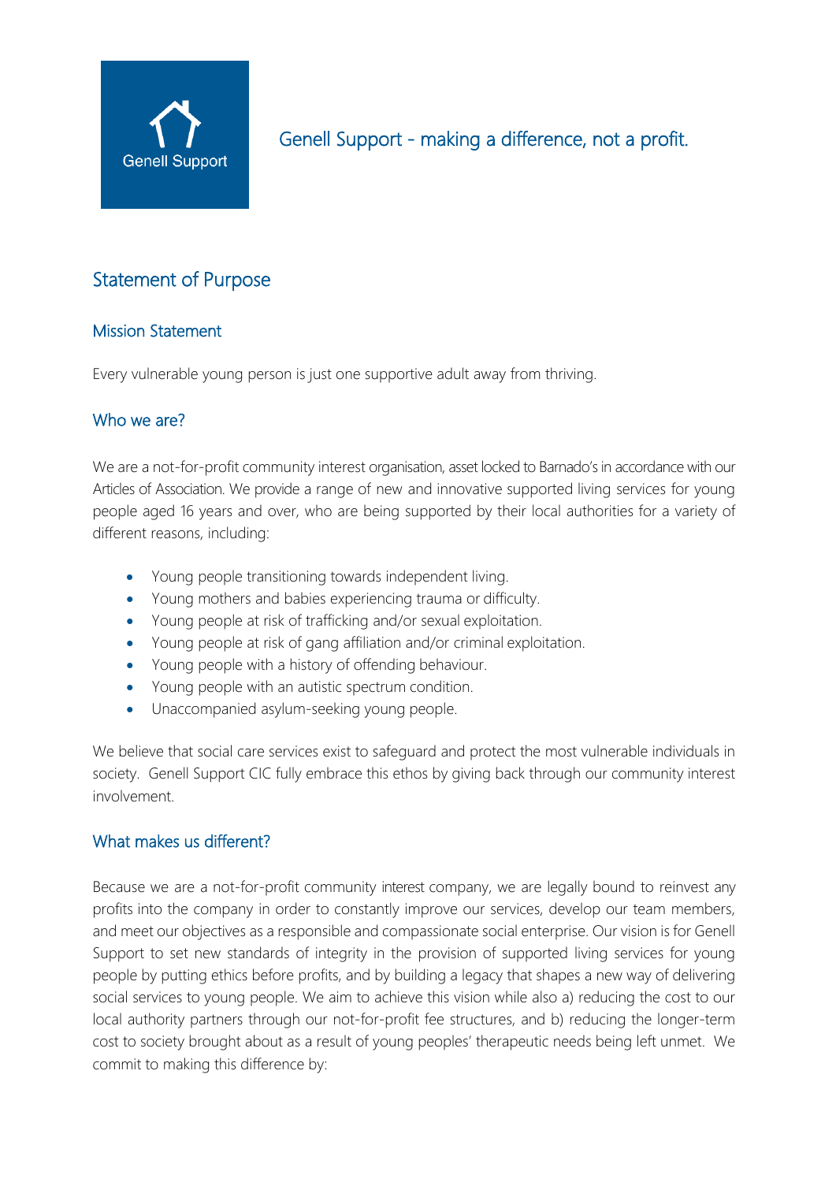Genell Support

Genell Support - making a difference, not a profit.

# Statement of Purpose

## Mission Statement

Every vulnerable young person is just one supportive adult away from thriving.

## Who we are?

We are a not-for-profit community interest organisation, asset locked to Barnado's in accordance with our Articles of Association. We provide a range of new and innovative supported living services for young people aged 16 years and over, who are being supported by their local authorities for a variety of different reasons, including:

- Young people transitioning towards independent living.
- Young mothers and babies experiencing trauma or difficulty.
- Young people at risk of trafficking and/or sexual exploitation.
- Young people at risk of gang affiliation and/or criminal exploitation.
- Young people with a history of offending behaviour.
- Young people with an autistic spectrum condition.
- Unaccompanied asylum-seeking young people.

We believe that social care services exist to safeguard and protect the most vulnerable individuals in society. Genell Support CIC fully embrace this ethos by giving back through our community interest involvement.

## What makes us different?

Because we are a not-for-profit community interest company, we are legally bound to reinvest any profits into the company in order to constantly improve our services, develop our team members, and meet our objectives as a responsible and compassionate social enterprise. Our vision is for Genell Support to set new standards of integrity in the provision of supported living services for young people by putting ethics before profits, and by building a legacy that shapes a new way of delivering social services to young people. We aim to achieve this vision while also a) reducing the cost to our local authority partners through our not-for-profit fee structures, and b) reducing the longer-term cost to society brought about as a result of young peoples' therapeutic needs being left unmet. We commit to making this difference by: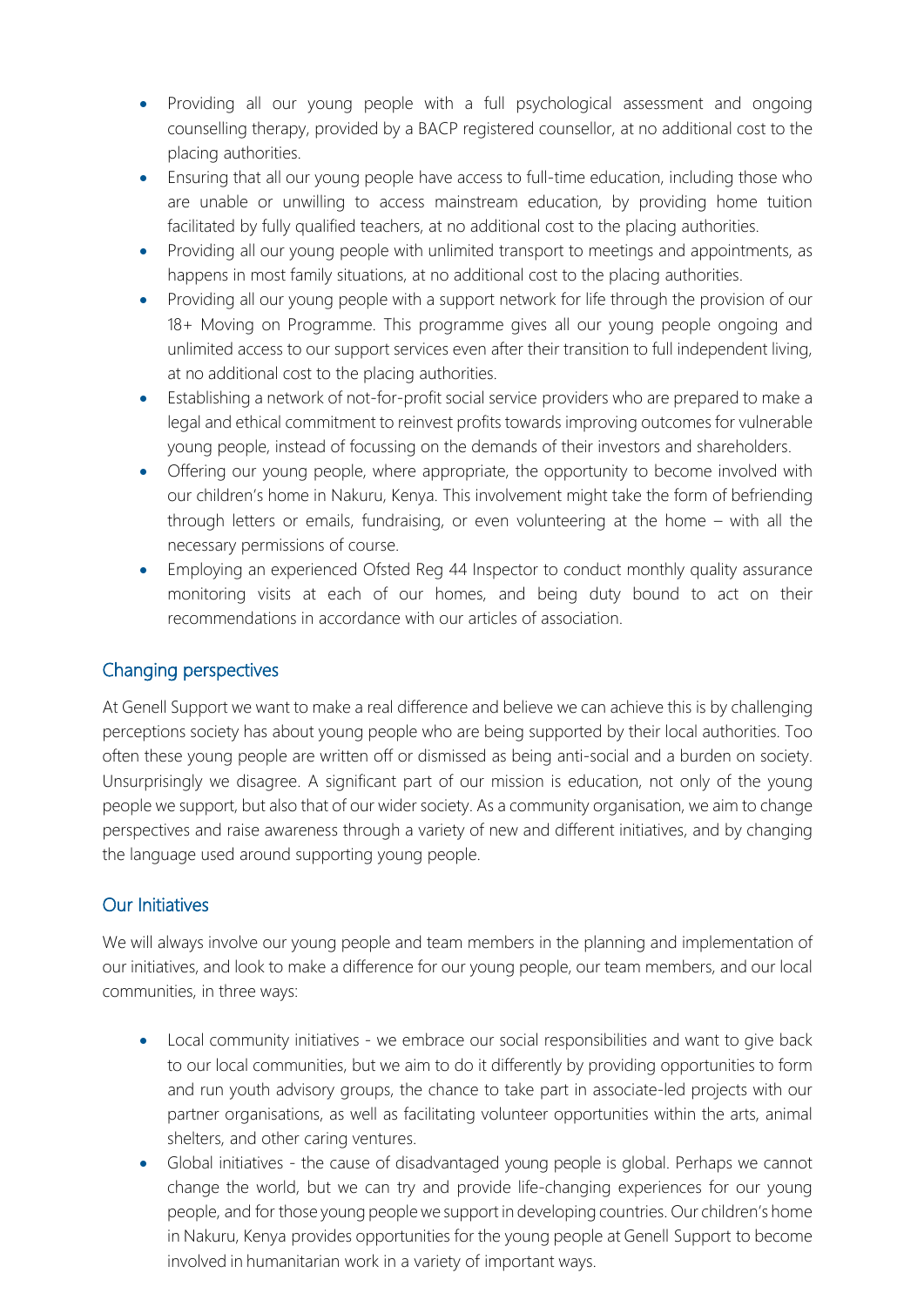- Providing all our young people with a full psychological assessment and ongoing counselling therapy, provided by a BACP registered counsellor, at no additional cost to the placing authorities.
- Ensuring that all our young people have access to full-time education, including those who are unable or unwilling to access mainstream education, by providing home tuition facilitated by fully qualified teachers, at no additional cost to the placing authorities.
- Providing all our young people with unlimited transport to meetings and appointments, as happens in most family situations, at no additional cost to the placing authorities.
- Providing all our young people with a support network for life through the provision of our 18+ Moving on Programme. This programme gives all our young people ongoing and unlimited access to our support services even after their transition to full independent living, at no additional cost to the placing authorities.
- Establishing a network of not-for-profit social service providers who are prepared to make a legal and ethical commitment to reinvest profits towards improving outcomes for vulnerable young people, instead of focussing on the demands of their investors and shareholders.
- Offering our young people, where appropriate, the opportunity to become involved with our children's home in Nakuru, Kenya. This involvement might take the form of befriending through letters or emails, fundraising, or even volunteering at the home – with all the necessary permissions of course.
- Employing an experienced Ofsted Reg 44 Inspector to conduct monthly quality assurance monitoring visits at each of our homes, and being duty bound to act on their recommendations in accordance with our articles of association.

## Changing perspectives

At Genell Support we want to make a real difference and believe we can achieve this is by challenging perceptions society has about young people who are being supported by their local authorities. Too often these young people are written off or dismissed as being anti-social and a burden on society. Unsurprisingly we disagree. A significant part of our mission is education, not only of the young people we support, but also that of our wider society. As a community organisation, we aim to change perspectives and raise awareness through a variety of new and different initiatives, and by changing the language used around supporting young people.

## Our Initiatives

We will always involve our young people and team members in the planning and implementation of our initiatives, and look to make a difference for our young people, our team members, and our local communities, in three ways:

- Local community initiatives - we embrace our social responsibilities and want to give back to our local communities, but we aim to do it differently by providing opportunities to form and run youth advisory groups, the chance to take part in associate-led projects with our partner organisations, as well as facilitating volunteer opportunities within the arts, animal shelters, and other caring ventures.
- Global initiatives - the cause of disadvantaged young people is global. Perhaps we cannot change the world, but we can try and provide life-changing experiences for our young people, and for those young people we support in developing countries. Our children's home in Nakuru, Kenya provides opportunities for the young people at Genell Support to become involved in humanitarian work in a variety of important ways.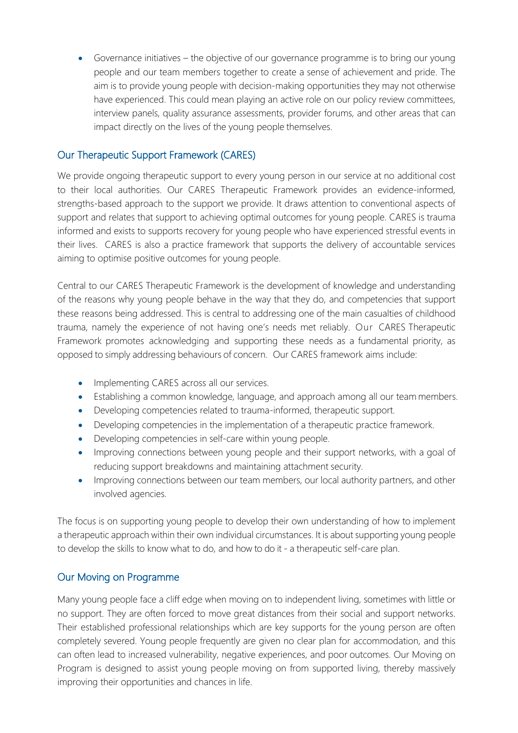- Governance initiatives – the objective of our governance programme is to bring our young people and our team members together to create a sense of achievement and pride. The aim is to provide young people with decision-making opportunities they may not otherwise have experienced. This could mean playing an active role on our policy review committees, interview panels, quality assurance assessments, provider forums, and other areas that can impact directly on the lives of the young people themselves.

## Our Therapeutic Support Framework (CARES)

We provide ongoing therapeutic support to every young person in our service at no additional cost to their local authorities. Our CARES Therapeutic Framework provides an evidence-informed, strengths-based approach to the support we provide. It draws attention to conventional aspects of support and relates that support to achieving optimal outcomes for young people. CARES is trauma informed and exists to supports recovery for young people who have experienced stressful events in their lives. CARES is also a practice framework that supports the delivery of accountable services aiming to optimise positive outcomes for young people.

Central to our CARES Therapeutic Framework is the development of knowledge and understanding of the reasons why young people behave in the way that they do, and competencies that support these reasons being addressed. This is central to addressing one of the main casualties of childhood trauma, namely the experience of not having one's needs met reliably. Our CARES Therapeutic Framework promotes acknowledging and supporting these needs as a fundamental priority, as opposed to simply addressing behaviours of concern. Our CARES framework aims include:

- Implementing CARES across all our services.
- Establishing a common knowledge, language, and approach among all our team members.
- Developing competencies related to trauma-informed, therapeutic support.
- Developing competencies in the implementation of a therapeutic practice framework.
- Developing competencies in self-care within young people.
- Improving connections between young people and their support networks, with a goal of reducing support breakdowns and maintaining attachment security.
- Improving connections between our team members, our local authority partners, and other involved agencies.

The focus is on supporting young people to develop their own understanding of how to implement a therapeutic approach within their own individual circumstances. It is about supporting young people to develop the skills to know what to do, and how to do it - a therapeutic self-care plan.

## Our Moving on Programme

Many young people face a cliff edge when moving on to independent living, sometimes with little or no support. They are often forced to move great distances from their social and support networks. Their established professional relationships which are key supports for the young person are often completely severed. Young people frequently are given no clear plan for accommodation, and this can often lead to increased vulnerability, negative experiences, and poor outcomes. Our Moving on Program is designed to assist young people moving on from supported living, thereby massively improving their opportunities and chances in life.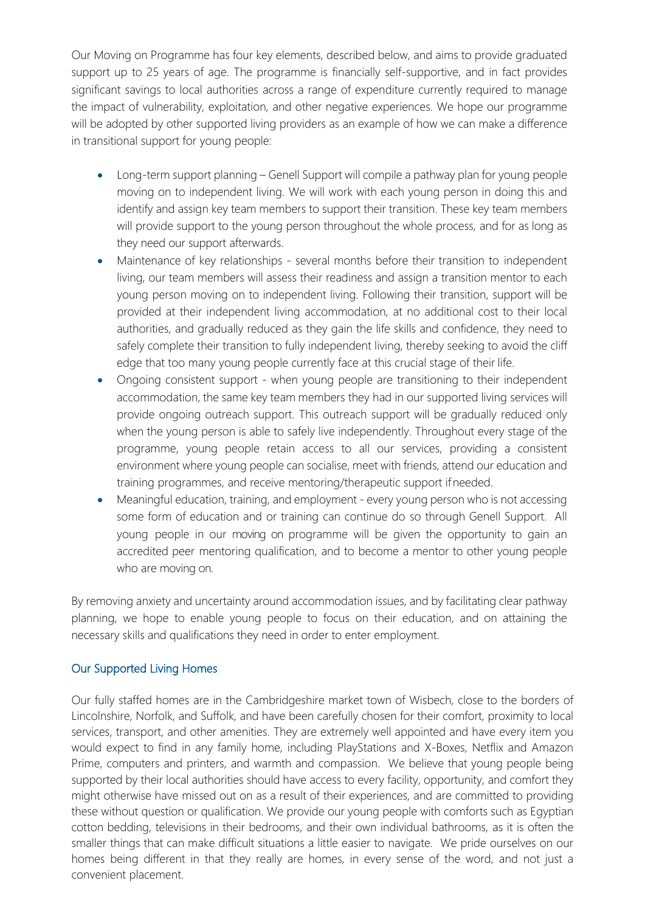Our Moving on Programme has four key elements, described below, and aims to provide graduated support up to 25 years of age. The programme is financially self-supportive, and in fact provides significant savings to local authorities across a range of expenditure currently required to manage the impact of vulnerability, exploitation, and other negative experiences. We hope our programme will be adopted by other supported living providers as an example of how we can make a difference in transitional support for young people:

- Long-term support planning – Genell Support will compile a pathway plan for young people moving on to independent living. We will work with each young person in doing this and identify and assign key team members to support their transition. These key team members will provide support to the young person throughout the whole process, and for as long as they need our support afterwards.
- Maintenance of key relationships - several months before their transition to independent living, our team members will assess their readiness and assign a transition mentor to each young person moving on to independent living. Following their transition, support will be provided at their independent living accommodation, at no additional cost to their local authorities, and gradually reduced as they gain the life skills and confidence, they need to safely complete their transition to fully independent living, thereby seeking to avoid the cliff edge that too many young people currently face at this crucial stage of their life.
- Ongoing consistent support - when young people are transitioning to their independent accommodation, the same key team members they had in our supported living services will provide ongoing outreach support. This outreach support will be gradually reduced only when the young person is able to safely live independently. Throughout every stage of the programme, young people retain access to all our services, providing a consistent environment where young people can socialise, meet with friends, attend our education and training programmes, and receive mentoring/therapeutic support if needed.
- Meaningful education, training, and employment - every young person who is not accessing some form of education and or training can continue do so through Genell Support. All young people in our moving on programme will be given the opportunity to gain an accredited peer mentoring qualification, and to become a mentor to other young people who are moving on.

By removing anxiety and uncertainty around accommodation issues, and by facilitating clear pathway planning, we hope to enable young people to focus on their education, and on attaining the necessary skills and qualifications they need in order to enter employment.

## Our Supported Living Homes

Our fully staffed homes are in the Cambridgeshire market town of Wisbech, close to the borders of Lincolnshire, Norfolk, and Suffolk, and have been carefully chosen for their comfort, proximity to local services, transport, and other amenities. They are extremely well appointed and have every item you would expect to find in any family home, including PlayStations and X-Boxes, Netflix and Amazon Prime, computers and printers, and warmth and compassion. We believe that young people being supported by their local authorities should have access to every facility, opportunity, and comfort they might otherwise have missed out on as a result of their experiences, and are committed to providing these without question or qualification. We provide our young people with comforts such as Egyptian cotton bedding, televisions in their bedrooms, and their own individual bathrooms, as it is often the smaller things that can make difficult situations a little easier to navigate. We pride ourselves on our homes being different in that they really are homes, in every sense of the word, and not just a convenient placement.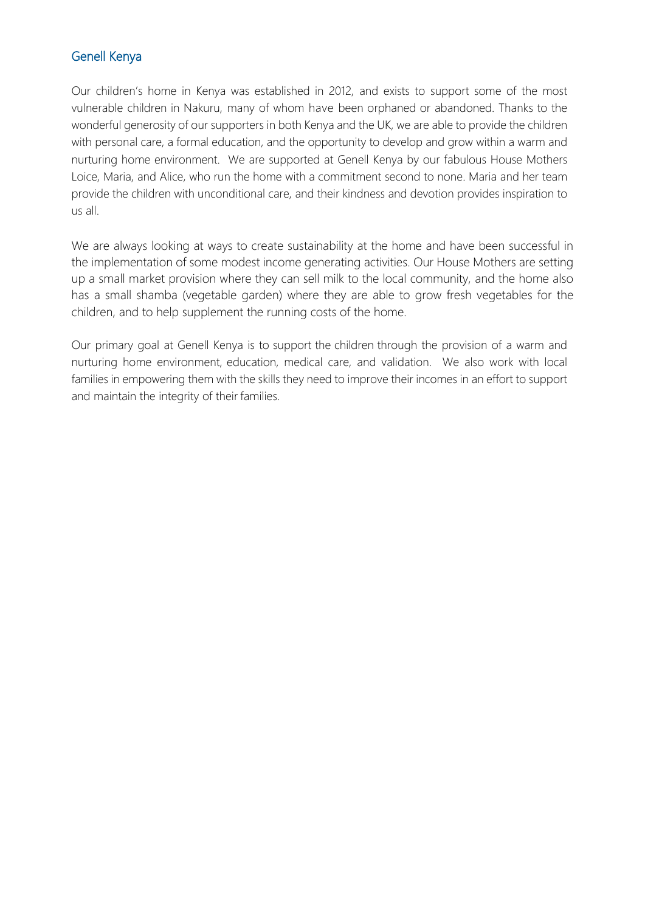## Genell Kenya

Our children's home in Kenya was established in 2012, and exists to support some of the most vulnerable children in Nakuru, many of whom have been orphaned or abandoned. Thanks to the wonderful generosity of our supporters in both Kenya and the UK, we are able to provide the children with personal care, a formal education, and the opportunity to develop and grow within a warm and nurturing home environment. We are supported at Genell Kenya by our fabulous House Mothers Loice, Maria, and Alice, who run the home with a commitment second to none. Maria and her team provide the children with unconditional care, and their kindness and devotion provides inspiration to us all.

We are always looking at ways to create sustainability at the home and have been successful in the implementation of some modest income generating activities. Our House Mothers are setting up a small market provision where they can sell milk to the local community, and the home also has a small shamba (vegetable garden) where they are able to grow fresh vegetables for the children, and to help supplement the running costs of the home.

Our primary goal at Genell Kenya is to support the children through the provision of a warm and nurturing home environment, education, medical care, and validation. We also work with local families in empowering them with the skills they need to improve their incomes in an effort to support and maintain the integrity of their families.